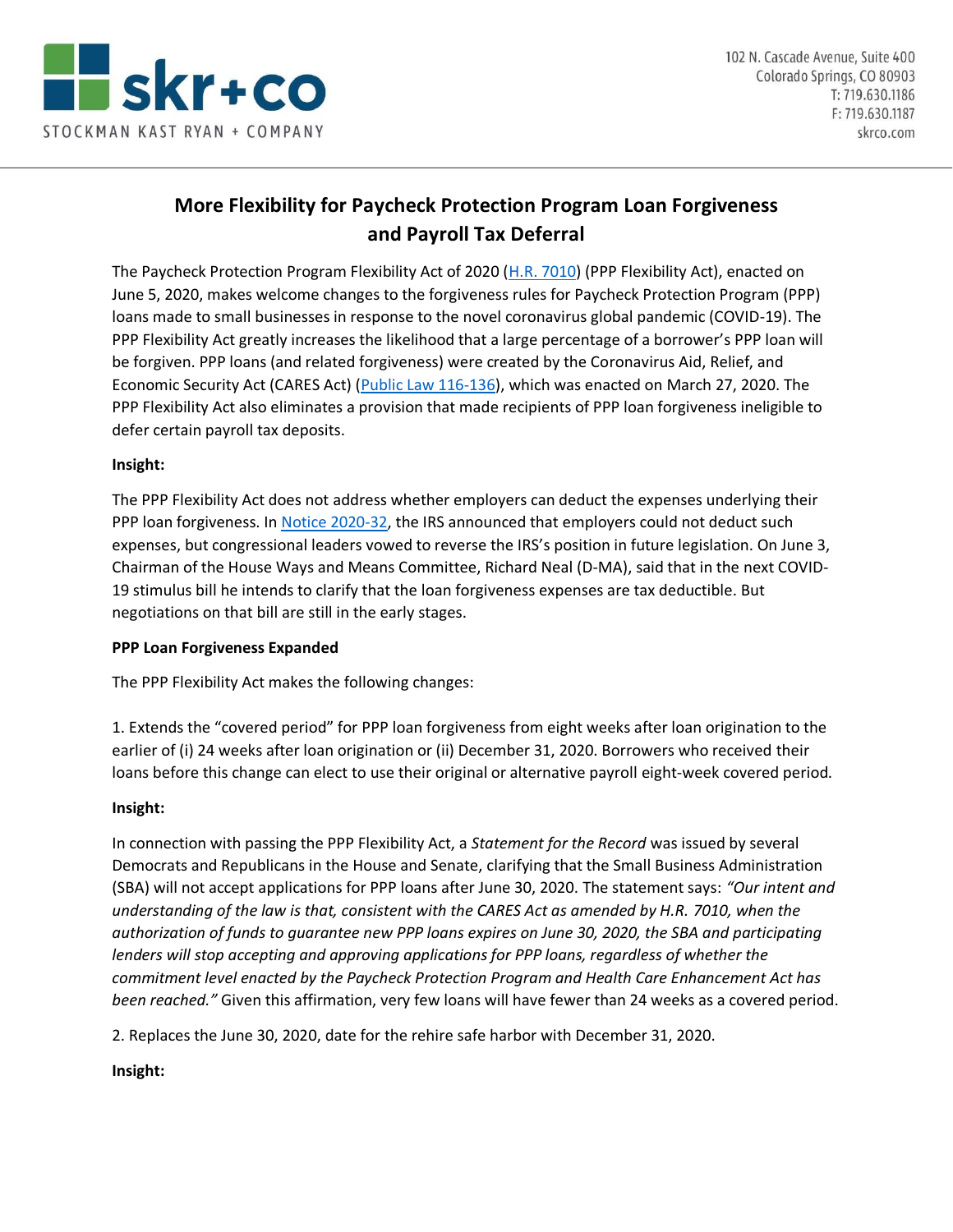## More Flexibility for Paycheck Protection Program Loan Forgiveness and Payroll Tax Deferral

The Paycheck Protection Program Flexibility Act of 2020 (H.R. 7010) (PPP Flexibility Act), enacted on June 5, 2020, makes welcome changes to the forgiveness rules for Paycheck Protection Program (PPP) loans made to small businesses in response to the novel coronavirus global pandemic (COVID-19). The PPP Flexibility Act greatly increases the likelihood that a large percentage of a borrower's PPP loan will be forgiven. PPP loans (and related forgiveness) were created by the Coronavirus Aid, Relief, and Economic Security Act (CARES Act) (Public Law 116-136), which was enacted on March 27, 2020. The PPP Flexibility Act also eliminates a provision that made recipients of PPP loan forgiveness ineligible to defer certain payroll tax deposits.

**Insight:**

The PPP Flexibility Act does not address whether employers can deduct the expenses underlying their PPP loan forgiveness. In Notice 2020-32, the IRS announced that employers could not deduct such expenses, but congressional leaders vowed to reverse the IRS's position in future legislation. On June 3, Chairman of the House Ways and Means Committee, Richard Neal (D-MA), said that in the next COVID-19 stimulus bill he intends to clarify that the loan forgiveness expenses are tax deductible. But negotiations on that bill are still in the early stages.

**PPP Loan Forgiveness Expanded**

The PPP Flexibility Act makes the following changes:

1. Extends the "covered period" for PPP loan forgiveness from eight weeks after loan origination to the earlier of (i) 24 weeks after loan origination or (ii) December 31, 2020. Borrowers who received their loans before this change can elect to use their original or alternative payroll eight-week covered period.

**Insight:**

In connection with passing the PPP Flexibility Act, a *Statement for the Record* was issued by several Democrats and Republicans in the House and Senate, clarifying that the Small Business Administration (SBA) will not accept applications for PPP loans after June 30, 2020. The statement says: *"Our intent and understanding of the law is that, consistent with the CARES Act as amended by H.R. 7010, when the authorization of funds to guarantee new PPP loans expires on June 30, 2020, the SBA and participating lenders will stop accepting and approving applications for PPP loans, regardless of whether the commitment level enacted by the Paycheck Protection Program and Health Care Enhancement Act has been reached."* Given this affirmation, very few loans will have fewer than 24 weeks as a covered period.

2. Replaces the June 30, 2020, date for the rehire safe harbor with December 31, 2020.

**Insight:**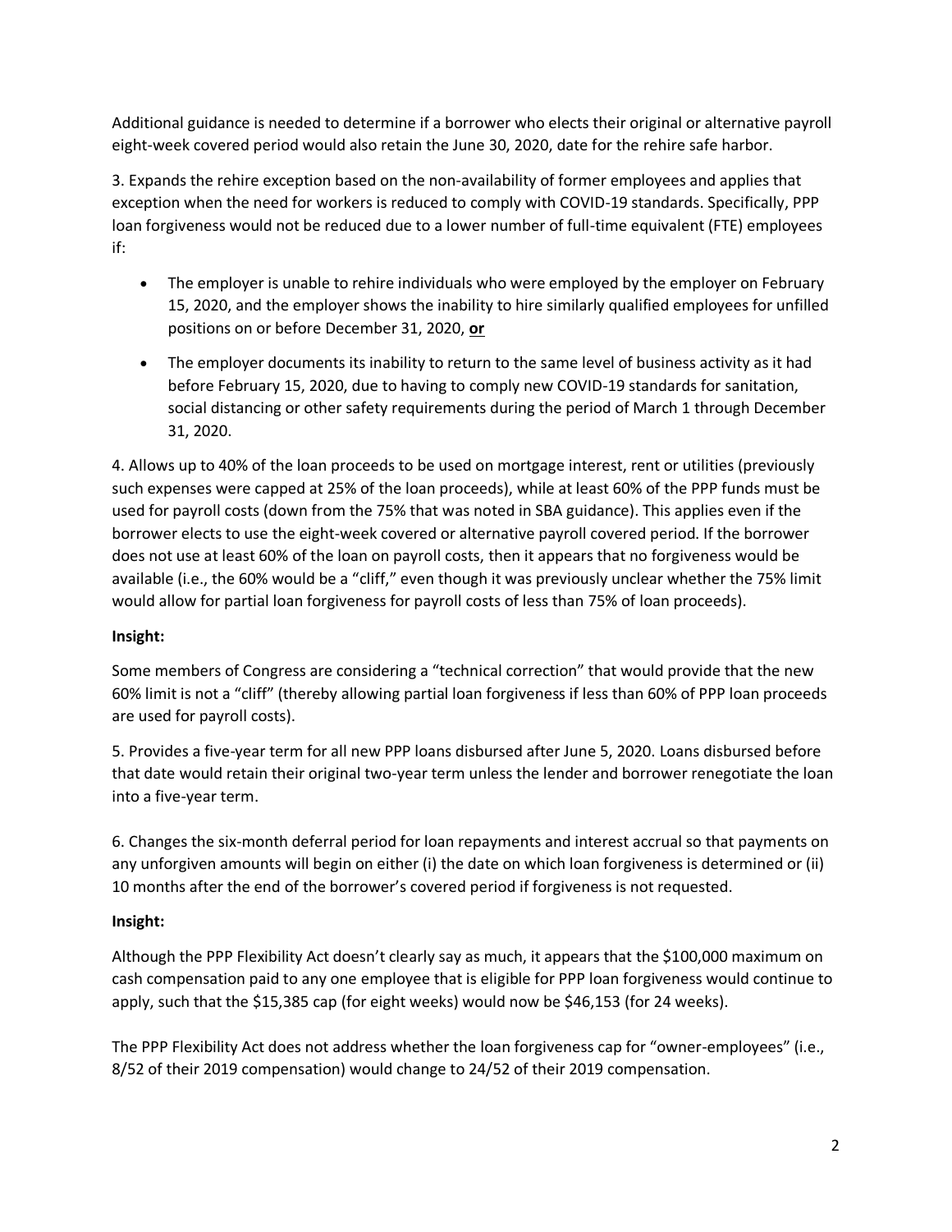Additional guidance is needed to determine if a borrower who elects their original or alternative payroll eight-week covered period would also retain the June 30, 2020, date for the rehire safe harbor.

3. Expands the rehire exception based on the non-availability of former employees and applies that exception when the need for workers is reduced to comply with COVID-19 standards. Specifically, PPP loan forgiveness would not be reduced due to a lower number of full-time equivalent (FTE) employees if:

- The employer is unable to rehire individuals who were employed by the employer on February 15, 2020, and the employer shows the inability to hire similarly qualified employees for unfilled positions on or before December 31, 2020, **or**
- The employer documents its inability to return to the same level of business activity as it had before February 15, 2020, due to having to comply new COVID-19 standards for sanitation, social distancing or other safety requirements during the period of March 1 through December 31, 2020.

4. Allows up to 40% of the loan proceeds to be used on mortgage interest, rent or utilities (previously such expenses were capped at 25% of the loan proceeds), while at least 60% of the PPP funds must be used for payroll costs (down from the 75% that was noted in SBA guidance). This applies even if the borrower elects to use the eight-week covered or alternative payroll covered period. If the borrower does not use at least 60% of the loan on payroll costs, then it appears that no forgiveness would be available (i.e., the 60% would be a "cliff," even though it was previously unclear whether the 75% limit would allow for partial loan forgiveness for payroll costs of less than 75% of loan proceeds).

**Insight:**

Some members of Congress are considering a "technical correction" that would provide that the new 60% limit is not a "cliff" (thereby allowing partial loan forgiveness if less than 60% of PPP loan proceeds are used for payroll costs).

5. Provides a five-year term for all new PPP loans disbursed after June 5, 2020. Loans disbursed before that date would retain their original two-year term unless the lender and borrower renegotiate the loan into a five-year term.

6. Changes the six-month deferral period for loan repayments and interest accrual so that payments on any unforgiven amounts will begin on either (i) the date on which loan forgiveness is determined or (ii) 10 months after the end of the borrower's covered period if forgiveness is not requested.

**Insight:**

Although the PPP Flexibility Act doesn't clearly say as much, it appears that the $100,000 maximum on cash compensation paid to any one employee that is eligible for PPP loan forgiveness would continue to apply, such that the $15,385 cap (for eight weeks) would now be $46,153 (for 24 weeks).

The PPP Flexibility Act does not address whether the loan forgiveness cap for "owner-employees" (i.e., 8/52 of their 2019 compensation) would change to 24/52 of their 2019 compensation.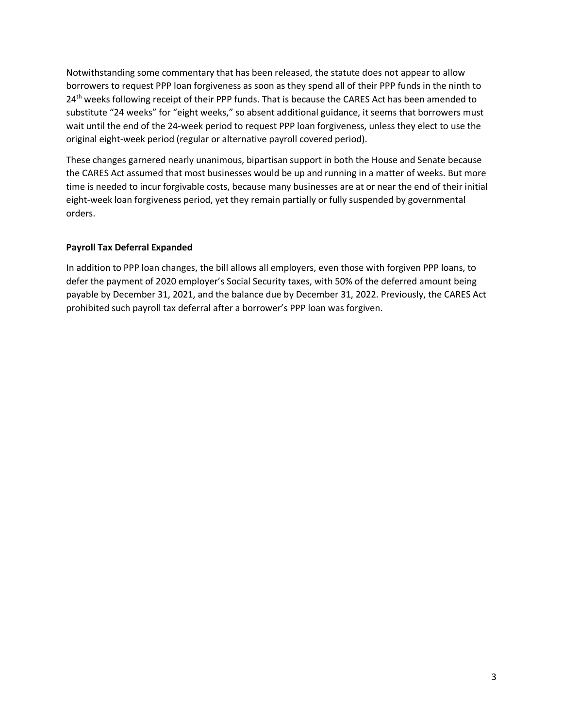Notwithstanding some commentary that has been released, the statute does not appear to allow borrowers to request PPP loan forgiveness as soon as they spend all of their PPP funds in the ninth to 24th weeks following receipt of their PPP funds. That is because the CARES Act has been amended to substitute "24 weeks" for "eight weeks," so absent additional guidance, it seems that borrowers must wait until the end of the 24-week period to request PPP loan forgiveness, unless they elect to use the original eight-week period (regular or alternative payroll covered period).

These changes garnered nearly unanimous, bipartisan support in both the House and Senate because the CARES Act assumed that most businesses would be up and running in a matter of weeks. But more time is needed to incur forgivable costs, because many businesses are at or near the end of their initial eight-week loan forgiveness period, yet they remain partially or fully suspended by governmental orders.

**Payroll Tax Deferral Expanded**

In addition to PPP loan changes, the bill allows all employers, even those with forgiven PPP loans, to defer the payment of 2020 employer's Social Security taxes, with 50% of the deferred amount being payable by December 31, 2021, and the balance due by December 31, 2022. Previously, the CARES Act prohibited such payroll tax deferral after a borrower's PPP loan was forgiven.